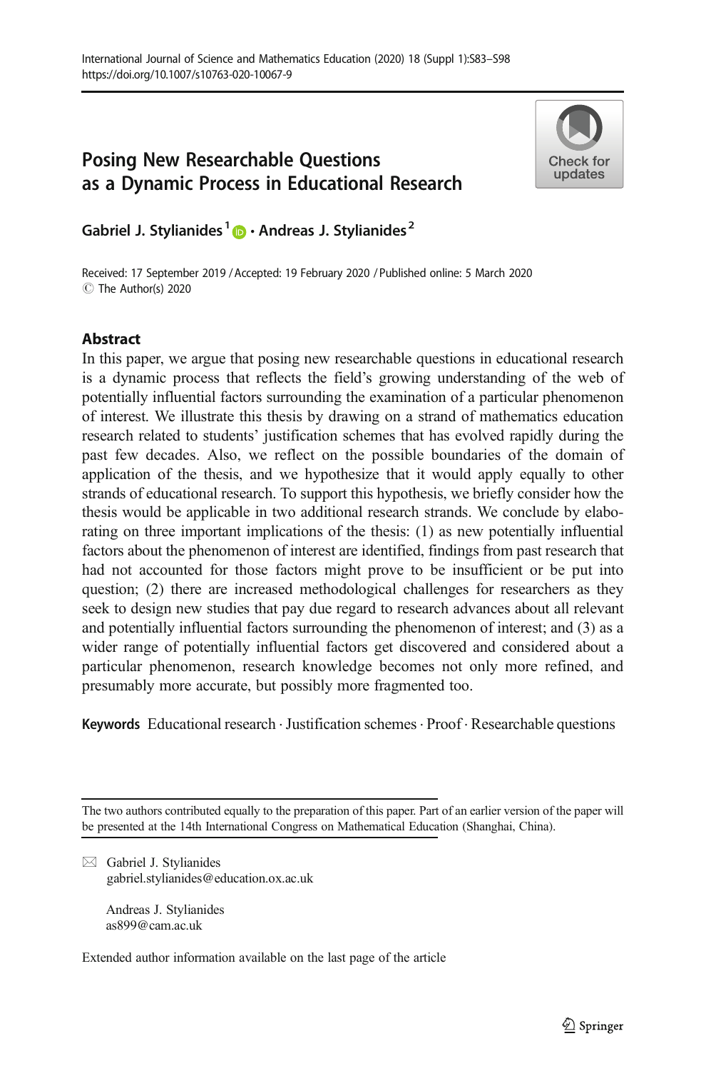# Posing New Researchable Questions as a Dynamic Process in Educational Research

**Gabriel J. Stylianides**[1] · **Andreas J. Stylianides**[2]

Received: 17 September 2019 / Accepted: 19 February 2020 / Published online: 5 March 2020
© The Author(s) 2020

## Abstract

In this paper, we argue that posing new researchable questions in educational research is a dynamic process that reflects the field's growing understanding of the web of potentially influential factors surrounding the examination of a particular phenomenon of interest. We illustrate this thesis by drawing on a strand of mathematics education research related to students' justification schemes that has evolved rapidly during the past few decades. Also, we reflect on the possible boundaries of the domain of application of the thesis, and we hypothesize that it would apply equally to other strands of educational research. To support this hypothesis, we briefly consider how the thesis would be applicable in two additional research strands. We conclude by elaborating on three important implications of the thesis: (1) as new potentially influential factors about the phenomenon of interest are identified, findings from past research that had not accounted for those factors might prove to be insufficient or be put into question; (2) there are increased methodological challenges for researchers as they seek to design new studies that pay due regard to research advances about all relevant and potentially influential factors surrounding the phenomenon of interest; and (3) as a wider range of potentially influential factors get discovered and considered about a particular phenomenon, research knowledge becomes not only more refined, and presumably more accurate, but possibly more fragmented too.

**Keywords** Educational research · Justification schemes · Proof · Researchable questions

---

The two authors contributed equally to the preparation of this paper. Part of an earlier version of the paper will be presented at the 14th International Congress on Mathematical Education (Shanghai, China).

✉ Gabriel J. Stylianides
gabriel.stylianides@education.ox.ac.uk

Andreas J. Stylianides
as899@cam.ac.uk

Extended author information available on the last page of the article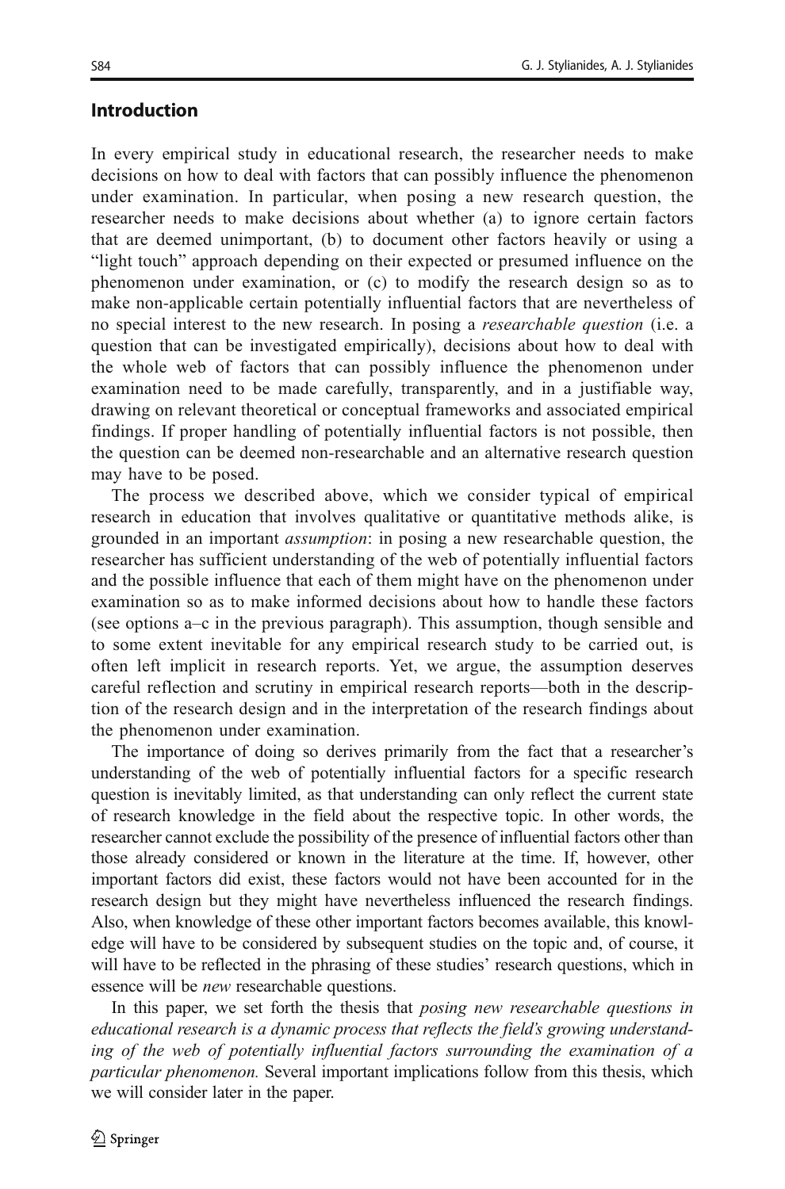## Introduction

In every empirical study in educational research, the researcher needs to make decisions on how to deal with factors that can possibly influence the phenomenon under examination. In particular, when posing a new research question, the researcher needs to make decisions about whether (a) to ignore certain factors that are deemed unimportant, (b) to document other factors heavily or using a "light touch" approach depending on their expected or presumed influence on the phenomenon under examination, or (c) to modify the research design so as to make non-applicable certain potentially influential factors that are nevertheless of no special interest to the new research. In posing a *researchable question* (i.e. a question that can be investigated empirically), decisions about how to deal with the whole web of factors that can possibly influence the phenomenon under examination need to be made carefully, transparently, and in a justifiable way, drawing on relevant theoretical or conceptual frameworks and associated empirical findings. If proper handling of potentially influential factors is not possible, then the question can be deemed non-researchable and an alternative research question may have to be posed.

The process we described above, which we consider typical of empirical research in education that involves qualitative or quantitative methods alike, is grounded in an important *assumption*: in posing a new researchable question, the researcher has sufficient understanding of the web of potentially influential factors and the possible influence that each of them might have on the phenomenon under examination so as to make informed decisions about how to handle these factors (see options a–c in the previous paragraph). This assumption, though sensible and to some extent inevitable for any empirical research study to be carried out, is often left implicit in research reports. Yet, we argue, the assumption deserves careful reflection and scrutiny in empirical research reports—both in the description of the research design and in the interpretation of the research findings about the phenomenon under examination.

The importance of doing so derives primarily from the fact that a researcher's understanding of the web of potentially influential factors for a specific research question is inevitably limited, as that understanding can only reflect the current state of research knowledge in the field about the respective topic. In other words, the researcher cannot exclude the possibility of the presence of influential factors other than those already considered or known in the literature at the time. If, however, other important factors did exist, these factors would not have been accounted for in the research design but they might have nevertheless influenced the research findings. Also, when knowledge of these other important factors becomes available, this knowledge will have to be considered by subsequent studies on the topic and, of course, it will have to be reflected in the phrasing of these studies' research questions, which in essence will be *new* researchable questions.

In this paper, we set forth the thesis that *posing new researchable questions in educational research is a dynamic process that reflects the field's growing understanding of the web of potentially influential factors surrounding the examination of a particular phenomenon.* Several important implications follow from this thesis, which we will consider later in the paper.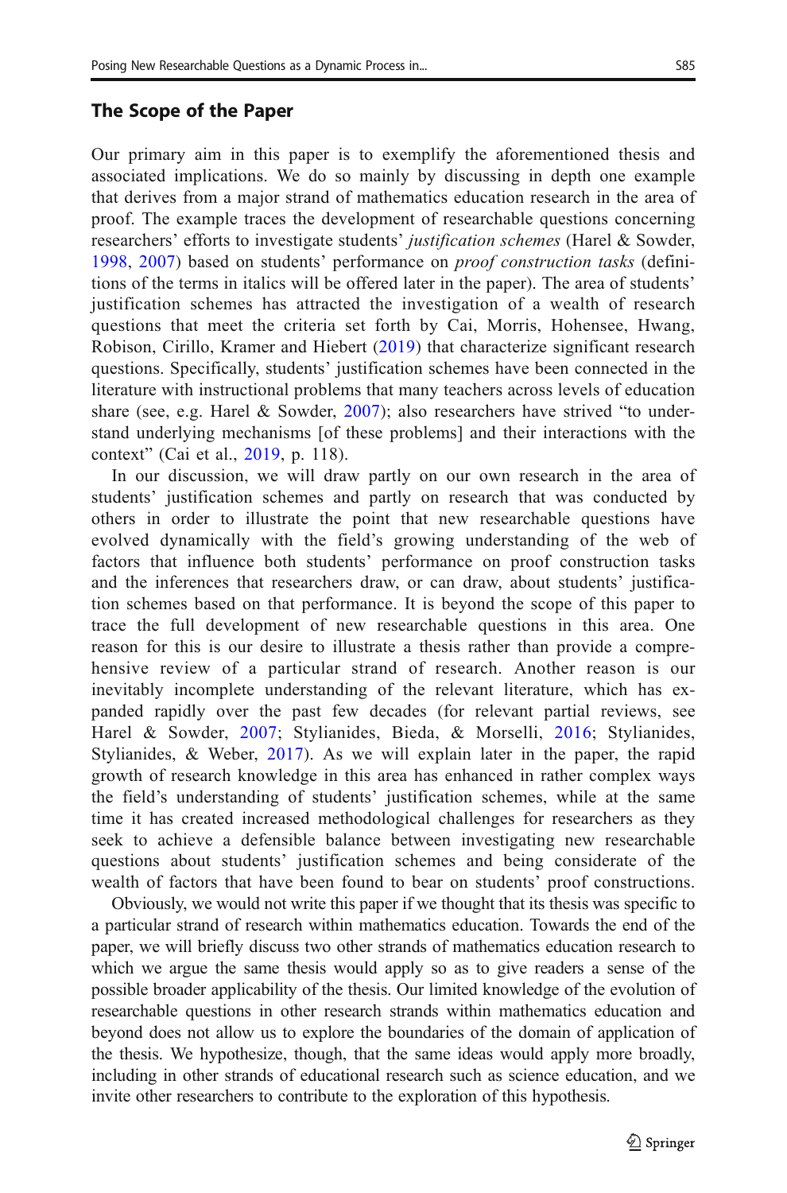## The Scope of the Paper

Our primary aim in this paper is to exemplify the aforementioned thesis and associated implications. We do so mainly by discussing in depth one example that derives from a major strand of mathematics education research in the area of proof. The example traces the development of researchable questions concerning researchers' efforts to investigate students' *justification schemes* (Harel & Sowder, 1998, 2007) based on students' performance on *proof construction tasks* (definitions of the terms in italics will be offered later in the paper). The area of students' justification schemes has attracted the investigation of a wealth of research questions that meet the criteria set forth by Cai, Morris, Hohensee, Hwang, Robison, Cirillo, Kramer and Hiebert (2019) that characterize significant research questions. Specifically, students' justification schemes have been connected in the literature with instructional problems that many teachers across levels of education share (see, e.g. Harel & Sowder, 2007); also researchers have strived "to understand underlying mechanisms [of these problems] and their interactions with the context" (Cai et al., 2019, p. 118).

In our discussion, we will draw partly on our own research in the area of students' justification schemes and partly on research that was conducted by others in order to illustrate the point that new researchable questions have evolved dynamically with the field's growing understanding of the web of factors that influence both students' performance on proof construction tasks and the inferences that researchers draw, or can draw, about students' justification schemes based on that performance. It is beyond the scope of this paper to trace the full development of new researchable questions in this area. One reason for this is our desire to illustrate a thesis rather than provide a comprehensive review of a particular strand of research. Another reason is our inevitably incomplete understanding of the relevant literature, which has expanded rapidly over the past few decades (for relevant partial reviews, see Harel & Sowder, 2007; Stylianides, Bieda, & Morselli, 2016; Stylianides, Stylianides, & Weber, 2017). As we will explain later in the paper, the rapid growth of research knowledge in this area has enhanced in rather complex ways the field's understanding of students' justification schemes, while at the same time it has created increased methodological challenges for researchers as they seek to achieve a defensible balance between investigating new researchable questions about students' justification schemes and being considerate of the wealth of factors that have been found to bear on students' proof constructions.

Obviously, we would not write this paper if we thought that its thesis was specific to a particular strand of research within mathematics education. Towards the end of the paper, we will briefly discuss two other strands of mathematics education research to which we argue the same thesis would apply so as to give readers a sense of the possible broader applicability of the thesis. Our limited knowledge of the evolution of researchable questions in other research strands within mathematics education and beyond does not allow us to explore the boundaries of the domain of application of the thesis. We hypothesize, though, that the same ideas would apply more broadly, including in other strands of educational research such as science education, and we invite other researchers to contribute to the exploration of this hypothesis.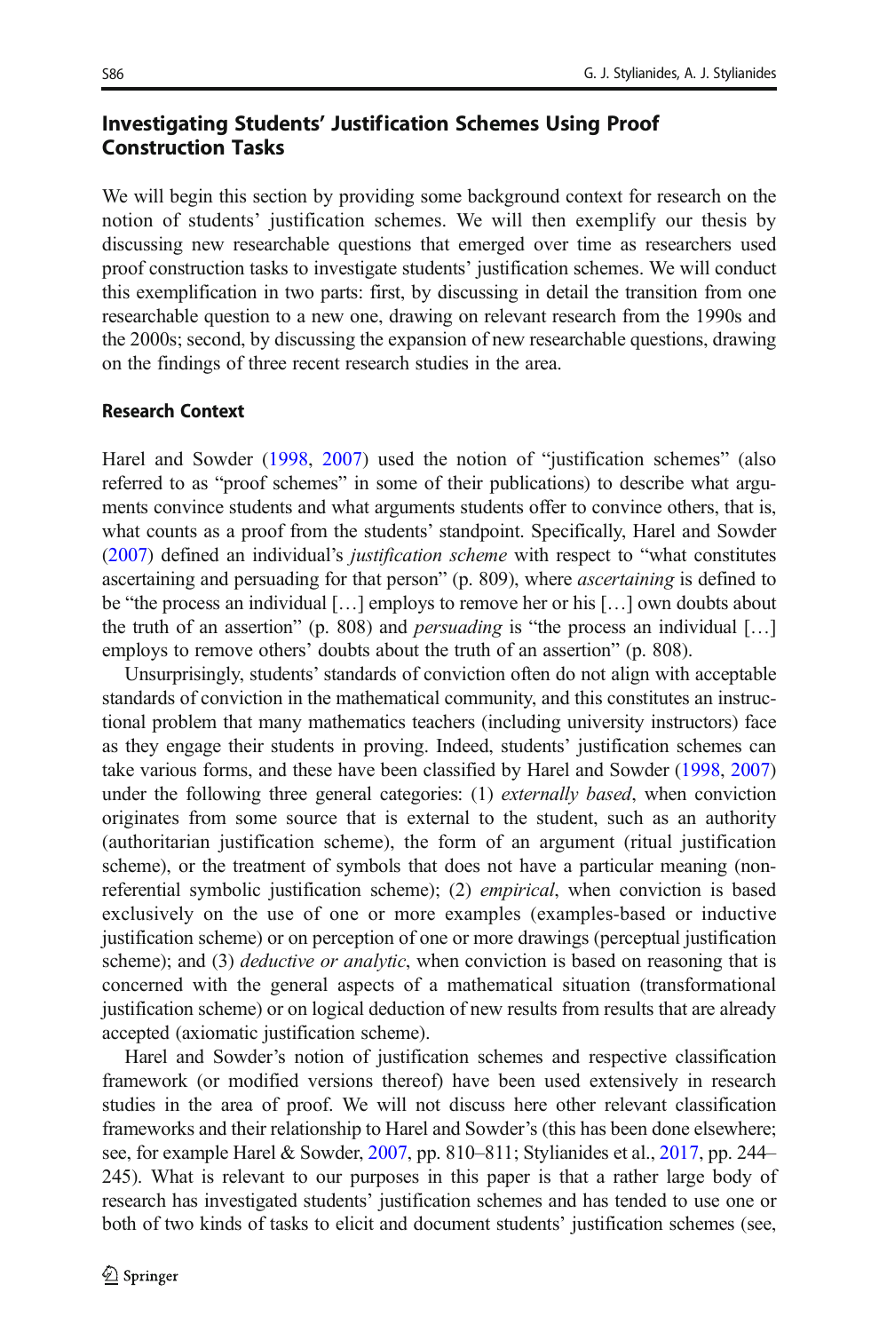## Investigating Students' Justification Schemes Using Proof Construction Tasks

We will begin this section by providing some background context for research on the notion of students' justification schemes. We will then exemplify our thesis by discussing new researchable questions that emerged over time as researchers used proof construction tasks to investigate students' justification schemes. We will conduct this exemplification in two parts: first, by discussing in detail the transition from one researchable question to a new one, drawing on relevant research from the 1990s and the 2000s; second, by discussing the expansion of new researchable questions, drawing on the findings of three recent research studies in the area.

### Research Context

Harel and Sowder (1998, 2007) used the notion of "justification schemes" (also referred to as "proof schemes" in some of their publications) to describe what arguments convince students and what arguments students offer to convince others, that is, what counts as a proof from the students' standpoint. Specifically, Harel and Sowder (2007) defined an individual's *justification scheme* with respect to "what constitutes ascertaining and persuading for that person" (p. 809), where *ascertaining* is defined to be "the process an individual […] employs to remove her or his […] own doubts about the truth of an assertion" (p. 808) and *persuading* is "the process an individual […] employs to remove others' doubts about the truth of an assertion" (p. 808).

Unsurprisingly, students' standards of conviction often do not align with acceptable standards of conviction in the mathematical community, and this constitutes an instructional problem that many mathematics teachers (including university instructors) face as they engage their students in proving. Indeed, students' justification schemes can take various forms, and these have been classified by Harel and Sowder (1998, 2007) under the following three general categories: (1) *externally based*, when conviction originates from some source that is external to the student, such as an authority (authoritarian justification scheme), the form of an argument (ritual justification scheme), or the treatment of symbols that does not have a particular meaning (non-referential symbolic justification scheme); (2) *empirical*, when conviction is based exclusively on the use of one or more examples (examples-based or inductive justification scheme) or on perception of one or more drawings (perceptual justification scheme); and (3) *deductive or analytic*, when conviction is based on reasoning that is concerned with the general aspects of a mathematical situation (transformational justification scheme) or on logical deduction of new results from results that are already accepted (axiomatic justification scheme).

Harel and Sowder's notion of justification schemes and respective classification framework (or modified versions thereof) have been used extensively in research studies in the area of proof. We will not discuss here other relevant classification frameworks and their relationship to Harel and Sowder's (this has been done elsewhere; see, for example Harel & Sowder, 2007, pp. 810–811; Stylianides et al., 2017, pp. 244–245). What is relevant to our purposes in this paper is that a rather large body of research has investigated students' justification schemes and has tended to use one or both of two kinds of tasks to elicit and document students' justification schemes (see,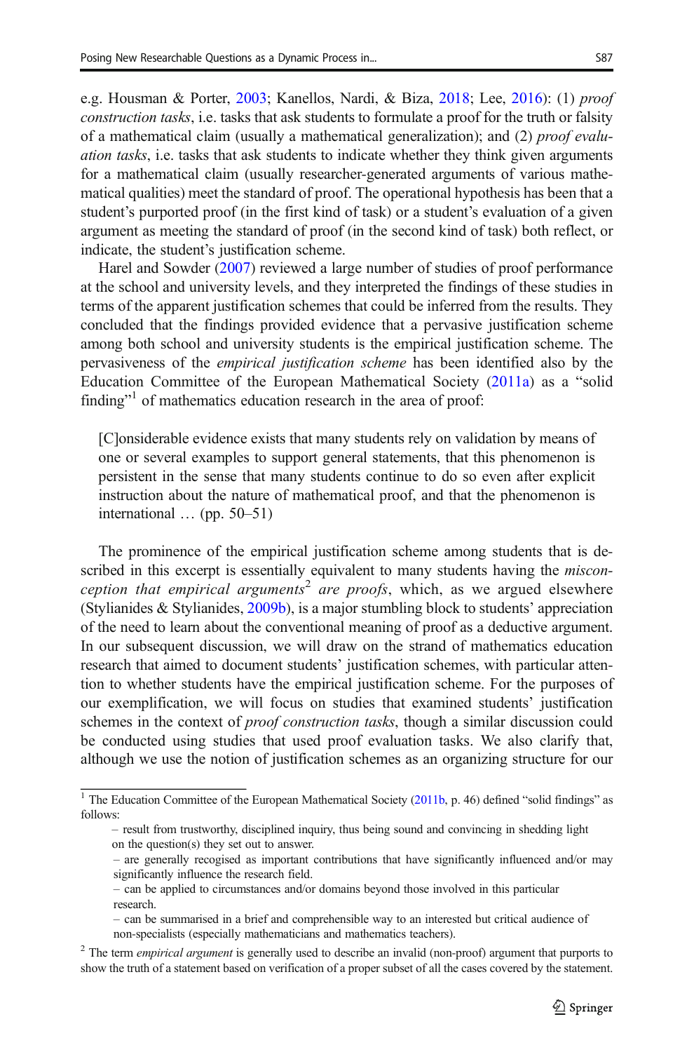e.g. Housman & Porter, 2003; Kanellos, Nardi, & Biza, 2018; Lee, 2016): (1) *proof construction tasks*, i.e. tasks that ask students to formulate a proof for the truth or falsity of a mathematical claim (usually a mathematical generalization); and (2) *proof evaluation tasks*, i.e. tasks that ask students to indicate whether they think given arguments for a mathematical claim (usually researcher-generated arguments of various mathematical qualities) meet the standard of proof. The operational hypothesis has been that a student's purported proof (in the first kind of task) or a student's evaluation of a given argument as meeting the standard of proof (in the second kind of task) both reflect, or indicate, the student's justification scheme.

Harel and Sowder (2007) reviewed a large number of studies of proof performance at the school and university levels, and they interpreted the findings of these studies in terms of the apparent justification schemes that could be inferred from the results. They concluded that the findings provided evidence that a pervasive justification scheme among both school and university students is the empirical justification scheme. The pervasiveness of the *empirical justification scheme* has been identified also by the Education Committee of the European Mathematical Society (2011a) as a "solid finding"[1] of mathematics education research in the area of proof:

> [C]onsiderable evidence exists that many students rely on validation by means of one or several examples to support general statements, that this phenomenon is persistent in the sense that many students continue to do so even after explicit instruction about the nature of mathematical proof, and that the phenomenon is international … (pp. 50–51)

The prominence of the empirical justification scheme among students that is described in this excerpt is essentially equivalent to many students having the *misconception that empirical arguments*[2] *are proofs*, which, as we argued elsewhere (Stylianides & Stylianides, 2009b), is a major stumbling block to students' appreciation of the need to learn about the conventional meaning of proof as a deductive argument. In our subsequent discussion, we will draw on the strand of mathematics education research that aimed to document students' justification schemes, with particular attention to whether students have the empirical justification scheme. For the purposes of our exemplification, we will focus on studies that examined students' justification schemes in the context of *proof construction tasks*, though a similar discussion could be conducted using studies that used proof evaluation tasks. We also clarify that, although we use the notion of justification schemes as an organizing structure for our

---

[1] The Education Committee of the European Mathematical Society (2011b, p. 46) defined "solid findings" as follows:

- result from trustworthy, disciplined inquiry, thus being sound and convincing in shedding light on the question(s) they set out to answer.
- are generally recognised as important contributions that have significantly influenced and/or may significantly influence the research field.
- can be applied to circumstances and/or domains beyond those involved in this particular research.
- can be summarised in a brief and comprehensible way to an interested but critical audience of non-specialists (especially mathematicians and mathematics teachers).

[2] The term *empirical argument* is generally used to describe an invalid (non-proof) argument that purports to show the truth of a statement based on verification of a proper subset of all the cases covered by the statement.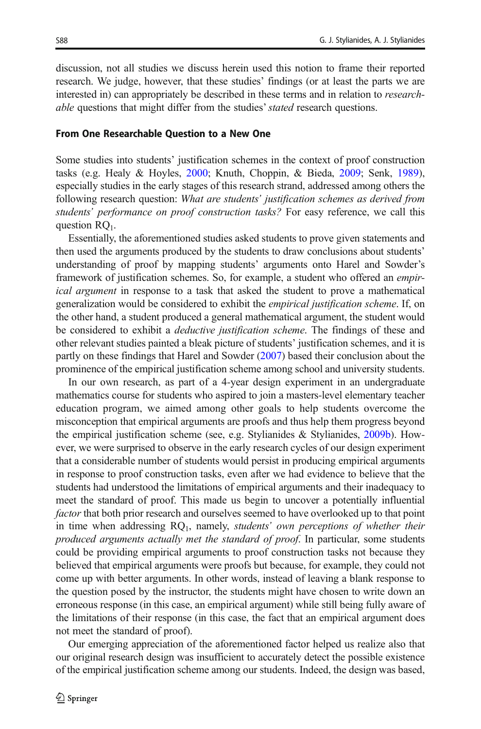discussion, not all studies we discuss herein used this notion to frame their reported research. We judge, however, that these studies' findings (or at least the parts we are interested in) can appropriately be described in these terms and in relation to *researchable* questions that might differ from the studies' *stated* research questions.

### From One Researchable Question to a New One

Some studies into students' justification schemes in the context of proof construction tasks (e.g. Healy & Hoyles, 2000; Knuth, Choppin, & Bieda, 2009; Senk, 1989), especially studies in the early stages of this research strand, addressed among others the following research question: *What are students' justification schemes as derived from students' performance on proof construction tasks?* For easy reference, we call this question $RQ_1$.

Essentially, the aforementioned studies asked students to prove given statements and then used the arguments produced by the students to draw conclusions about students' understanding of proof by mapping students' arguments onto Harel and Sowder's framework of justification schemes. So, for example, a student who offered an *empirical argument* in response to a task that asked the student to prove a mathematical generalization would be considered to exhibit the *empirical justification scheme*. If, on the other hand, a student produced a general mathematical argument, the student would be considered to exhibit a *deductive justification scheme*. The findings of these and other relevant studies painted a bleak picture of students' justification schemes, and it is partly on these findings that Harel and Sowder (2007) based their conclusion about the prominence of the empirical justification scheme among school and university students.

In our own research, as part of a 4-year design experiment in an undergraduate mathematics course for students who aspired to join a masters-level elementary teacher education program, we aimed among other goals to help students overcome the misconception that empirical arguments are proofs and thus help them progress beyond the empirical justification scheme (see, e.g. Stylianides & Stylianides, 2009b). However, we were surprised to observe in the early research cycles of our design experiment that a considerable number of students would persist in producing empirical arguments in response to proof construction tasks, even after we had evidence to believe that the students had understood the limitations of empirical arguments and their inadequacy to meet the standard of proof. This made us begin to uncover a potentially influential *factor* that both prior research and ourselves seemed to have overlooked up to that point in time when addressing $RQ_1$, namely, *students' own perceptions of whether their produced arguments actually met the standard of proof*. In particular, some students could be providing empirical arguments to proof construction tasks not because they believed that empirical arguments were proofs but because, for example, they could not come up with better arguments. In other words, instead of leaving a blank response to the question posed by the instructor, the students might have chosen to write down an erroneous response (in this case, an empirical argument) while still being fully aware of the limitations of their response (in this case, the fact that an empirical argument does not meet the standard of proof).

Our emerging appreciation of the aforementioned factor helped us realize also that our original research design was insufficient to accurately detect the possible existence of the empirical justification scheme among our students. Indeed, the design was based,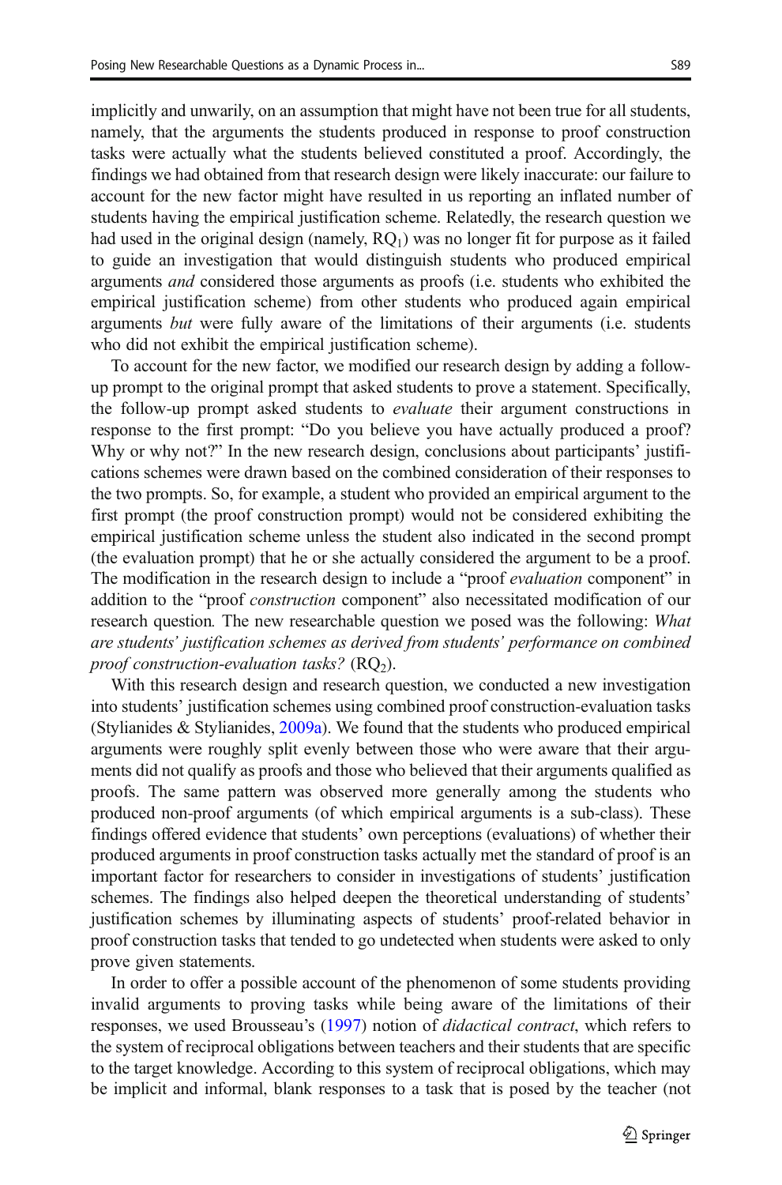implicitly and unwarily, on an assumption that might have not been true for all students, namely, that the arguments the students produced in response to proof construction tasks were actually what the students believed constituted a proof. Accordingly, the findings we had obtained from that research design were likely inaccurate: our failure to account for the new factor might have resulted in us reporting an inflated number of students having the empirical justification scheme. Relatedly, the research question we had used in the original design (namely, $RQ_1$) was no longer fit for purpose as it failed to guide an investigation that would distinguish students who produced empirical arguments *and* considered those arguments as proofs (i.e. students who exhibited the empirical justification scheme) from other students who produced again empirical arguments *but* were fully aware of the limitations of their arguments (i.e. students who did not exhibit the empirical justification scheme).

To account for the new factor, we modified our research design by adding a follow-up prompt to the original prompt that asked students to prove a statement. Specifically, the follow-up prompt asked students to *evaluate* their argument constructions in response to the first prompt: "Do you believe you have actually produced a proof? Why or why not?" In the new research design, conclusions about participants' justifications schemes were drawn based on the combined consideration of their responses to the two prompts. So, for example, a student who provided an empirical argument to the first prompt (the proof construction prompt) would not be considered exhibiting the empirical justification scheme unless the student also indicated in the second prompt (the evaluation prompt) that he or she actually considered the argument to be a proof. The modification in the research design to include a "proof *evaluation* component" in addition to the "proof *construction* component" also necessitated modification of our research question. The new researchable question we posed was the following: *What are students' justification schemes as derived from students' performance on combined proof construction-evaluation tasks?* ($RQ_2$).

With this research design and research question, we conducted a new investigation into students' justification schemes using combined proof construction-evaluation tasks (Stylianides & Stylianides, 2009a). We found that the students who produced empirical arguments were roughly split evenly between those who were aware that their arguments did not qualify as proofs and those who believed that their arguments qualified as proofs. The same pattern was observed more generally among the students who produced non-proof arguments (of which empirical arguments is a sub-class). These findings offered evidence that students' own perceptions (evaluations) of whether their produced arguments in proof construction tasks actually met the standard of proof is an important factor for researchers to consider in investigations of students' justification schemes. The findings also helped deepen the theoretical understanding of students' justification schemes by illuminating aspects of students' proof-related behavior in proof construction tasks that tended to go undetected when students were asked to only prove given statements.

In order to offer a possible account of the phenomenon of some students providing invalid arguments to proving tasks while being aware of the limitations of their responses, we used Brousseau's (1997) notion of *didactical contract*, which refers to the system of reciprocal obligations between teachers and their students that are specific to the target knowledge. According to this system of reciprocal obligations, which may be implicit and informal, blank responses to a task that is posed by the teacher (not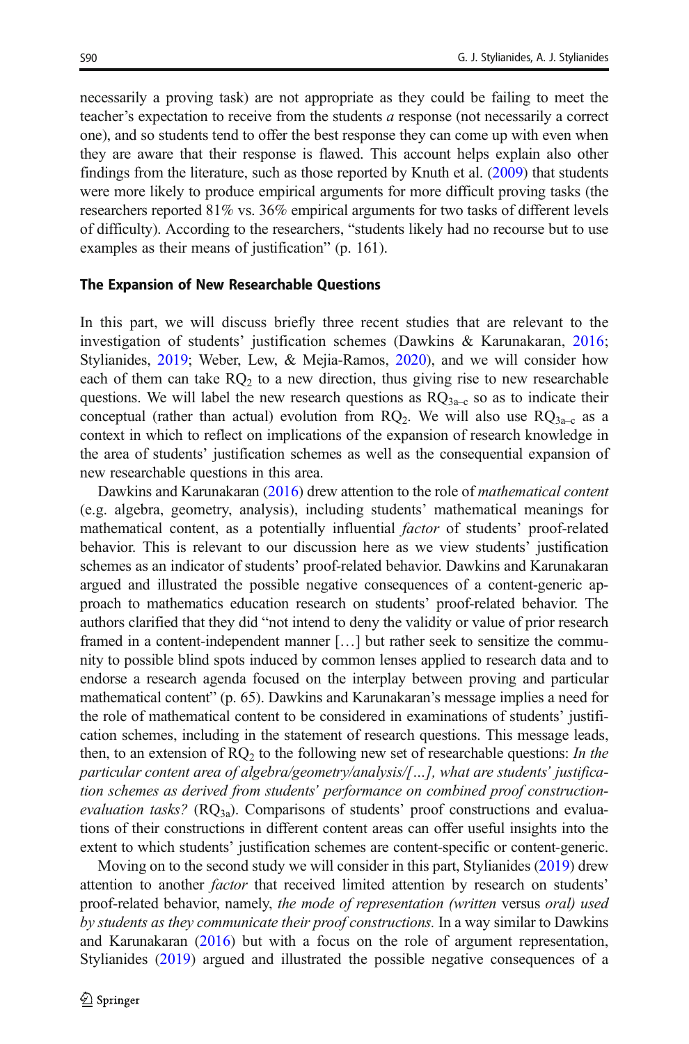necessarily a proving task) are not appropriate as they could be failing to meet the teacher's expectation to receive from the students *a* response (not necessarily a correct one), and so students tend to offer the best response they can come up with even when they are aware that their response is flawed. This account helps explain also other findings from the literature, such as those reported by Knuth et al. (2009) that students were more likely to produce empirical arguments for more difficult proving tasks (the researchers reported 81% vs. 36% empirical arguments for two tasks of different levels of difficulty). According to the researchers, "students likely had no recourse but to use examples as their means of justification" (p. 161).

### The Expansion of New Researchable Questions

In this part, we will discuss briefly three recent studies that are relevant to the investigation of students' justification schemes (Dawkins & Karunakaran, 2016; Stylianides, 2019; Weber, Lew, & Mejia-Ramos, 2020), and we will consider how each of them can take $RQ_2$ to a new direction, thus giving rise to new researchable questions. We will label the new research questions as $RQ_{3a\text{–}c}$ so as to indicate their conceptual (rather than actual) evolution from $RQ_2$. We will also use $RQ_{3a\text{–}c}$ as a context in which to reflect on implications of the expansion of research knowledge in the area of students' justification schemes as well as the consequential expansion of new researchable questions in this area.

Dawkins and Karunakaran (2016) drew attention to the role of *mathematical content* (e.g. algebra, geometry, analysis), including students' mathematical meanings for mathematical content, as a potentially influential *factor* of students' proof-related behavior. This is relevant to our discussion here as we view students' justification schemes as an indicator of students' proof-related behavior. Dawkins and Karunakaran argued and illustrated the possible negative consequences of a content-generic approach to mathematics education research on students' proof-related behavior. The authors clarified that they did "not intend to deny the validity or value of prior research framed in a content-independent manner […] but rather seek to sensitize the community to possible blind spots induced by common lenses applied to research data and to endorse a research agenda focused on the interplay between proving and particular mathematical content" (p. 65). Dawkins and Karunakaran's message implies a need for the role of mathematical content to be considered in examinations of students' justification schemes, including in the statement of research questions. This message leads, then, to an extension of $RQ_2$ to the following new set of researchable questions: *In the particular content area of algebra/geometry/analysis/[…], what are students' justification schemes as derived from students' performance on combined proof construction-evaluation tasks?* ($RQ_{3a}$). Comparisons of students' proof constructions and evaluations of their constructions in different content areas can offer useful insights into the extent to which students' justification schemes are content-specific or content-generic.

Moving on to the second study we will consider in this part, Stylianides (2019) drew attention to another *factor* that received limited attention by research on students' proof-related behavior, namely, *the mode of representation (written* versus *oral) used by students as they communicate their proof constructions.* In a way similar to Dawkins and Karunakaran (2016) but with a focus on the role of argument representation, Stylianides (2019) argued and illustrated the possible negative consequences of a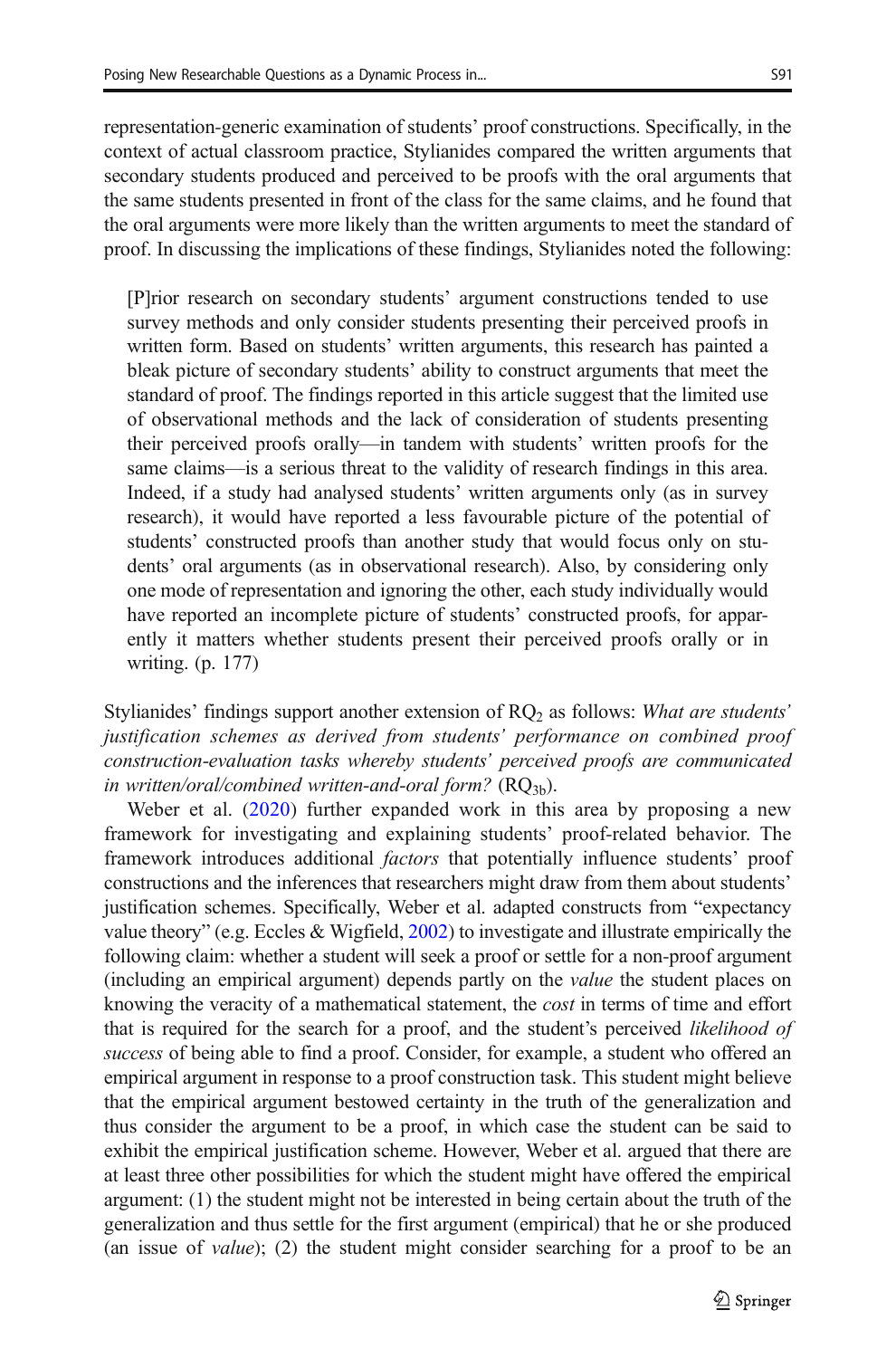representation-generic examination of students' proof constructions. Specifically, in the context of actual classroom practice, Stylianides compared the written arguments that secondary students produced and perceived to be proofs with the oral arguments that the same students presented in front of the class for the same claims, and he found that the oral arguments were more likely than the written arguments to meet the standard of proof. In discussing the implications of these findings, Stylianides noted the following:

> [P]rior research on secondary students' argument constructions tended to use survey methods and only consider students presenting their perceived proofs in written form. Based on students' written arguments, this research has painted a bleak picture of secondary students' ability to construct arguments that meet the standard of proof. The findings reported in this article suggest that the limited use of observational methods and the lack of consideration of students presenting their perceived proofs orally—in tandem with students' written proofs for the same claims—is a serious threat to the validity of research findings in this area. Indeed, if a study had analysed students' written arguments only (as in survey research), it would have reported a less favourable picture of the potential of students' constructed proofs than another study that would focus only on students' oral arguments (as in observational research). Also, by considering only one mode of representation and ignoring the other, each study individually would have reported an incomplete picture of students' constructed proofs, for apparently it matters whether students present their perceived proofs orally or in writing. (p. 177)

Stylianides' findings support another extension of $RQ_2$ as follows: *What are students' justification schemes as derived from students' performance on combined proof construction-evaluation tasks whereby students' perceived proofs are communicated in written/oral/combined written-and-oral form?* ($RQ_{3b}$).

Weber et al. (2020) further expanded work in this area by proposing a new framework for investigating and explaining students' proof-related behavior. The framework introduces additional *factors* that potentially influence students' proof constructions and the inferences that researchers might draw from them about students' justification schemes. Specifically, Weber et al. adapted constructs from "expectancy value theory" (e.g. Eccles & Wigfield, 2002) to investigate and illustrate empirically the following claim: whether a student will seek a proof or settle for a non-proof argument (including an empirical argument) depends partly on the *value* the student places on knowing the veracity of a mathematical statement, the *cost* in terms of time and effort that is required for the search for a proof, and the student's perceived *likelihood of success* of being able to find a proof. Consider, for example, a student who offered an empirical argument in response to a proof construction task. This student might believe that the empirical argument bestowed certainty in the truth of the generalization and thus consider the argument to be a proof, in which case the student can be said to exhibit the empirical justification scheme. However, Weber et al. argued that there are at least three other possibilities for which the student might have offered the empirical argument: (1) the student might not be interested in being certain about the truth of the generalization and thus settle for the first argument (empirical) that he or she produced (an issue of *value*); (2) the student might consider searching for a proof to be an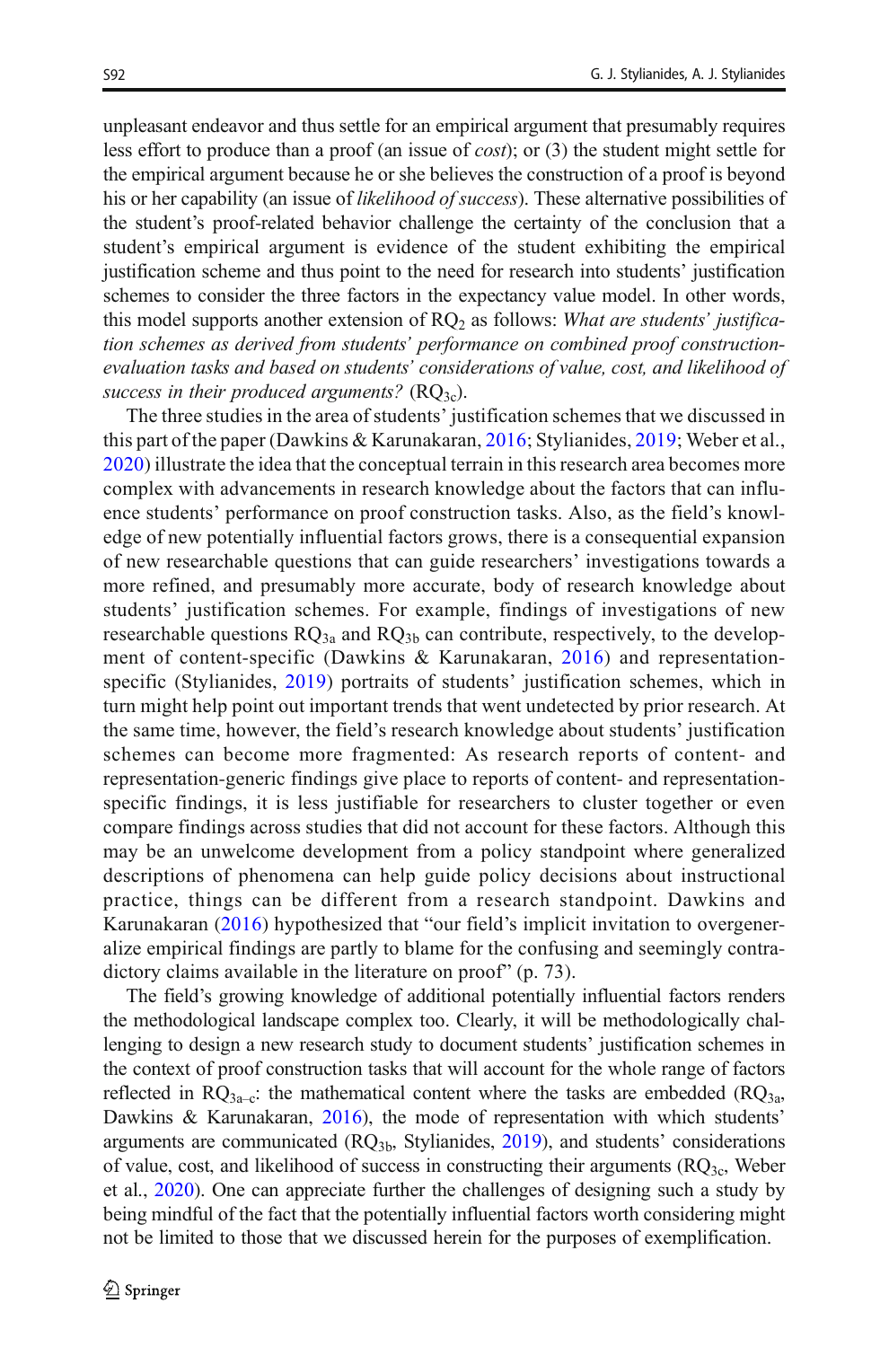unpleasant endeavor and thus settle for an empirical argument that presumably requires less effort to produce than a proof (an issue of *cost*); or (3) the student might settle for the empirical argument because he or she believes the construction of a proof is beyond his or her capability (an issue of *likelihood of success*). These alternative possibilities of the student's proof-related behavior challenge the certainty of the conclusion that a student's empirical argument is evidence of the student exhibiting the empirical justification scheme and thus point to the need for research into students' justification schemes to consider the three factors in the expectancy value model. In other words, this model supports another extension of $RQ_2$ as follows: *What are students' justification schemes as derived from students' performance on combined proof construction-evaluation tasks and based on students' considerations of value, cost, and likelihood of success in their produced arguments?* ($RQ_{3c}$).

The three studies in the area of students' justification schemes that we discussed in this part of the paper (Dawkins & Karunakaran, 2016; Stylianides, 2019; Weber et al., 2020) illustrate the idea that the conceptual terrain in this research area becomes more complex with advancements in research knowledge about the factors that can influence students' performance on proof construction tasks. Also, as the field's knowledge of new potentially influential factors grows, there is a consequential expansion of new researchable questions that can guide researchers' investigations towards a more refined, and presumably more accurate, body of research knowledge about students' justification schemes. For example, findings of investigations of new researchable questions $RQ_{3a}$ and $RQ_{3b}$ can contribute, respectively, to the development of content-specific (Dawkins & Karunakaran, 2016) and representation-specific (Stylianides, 2019) portraits of students' justification schemes, which in turn might help point out important trends that went undetected by prior research. At the same time, however, the field's research knowledge about students' justification schemes can become more fragmented: As research reports of content- and representation-generic findings give place to reports of content- and representation-specific findings, it is less justifiable for researchers to cluster together or even compare findings across studies that did not account for these factors. Although this may be an unwelcome development from a policy standpoint where generalized descriptions of phenomena can help guide policy decisions about instructional practice, things can be different from a research standpoint. Dawkins and Karunakaran (2016) hypothesized that "our field's implicit invitation to overgeneralize empirical findings are partly to blame for the confusing and seemingly contradictory claims available in the literature on proof" (p. 73).

The field's growing knowledge of additional potentially influential factors renders the methodological landscape complex too. Clearly, it will be methodologically challenging to design a new research study to document students' justification schemes in the context of proof construction tasks that will account for the whole range of factors reflected in $RQ_{3a–c}$: the mathematical content where the tasks are embedded ($RQ_{3a}$, Dawkins & Karunakaran, 2016), the mode of representation with which students' arguments are communicated ($RQ_{3b}$, Stylianides, 2019), and students' considerations of value, cost, and likelihood of success in constructing their arguments ($RQ_{3c}$, Weber et al., 2020). One can appreciate further the challenges of designing such a study by being mindful of the fact that the potentially influential factors worth considering might not be limited to those that we discussed herein for the purposes of exemplification.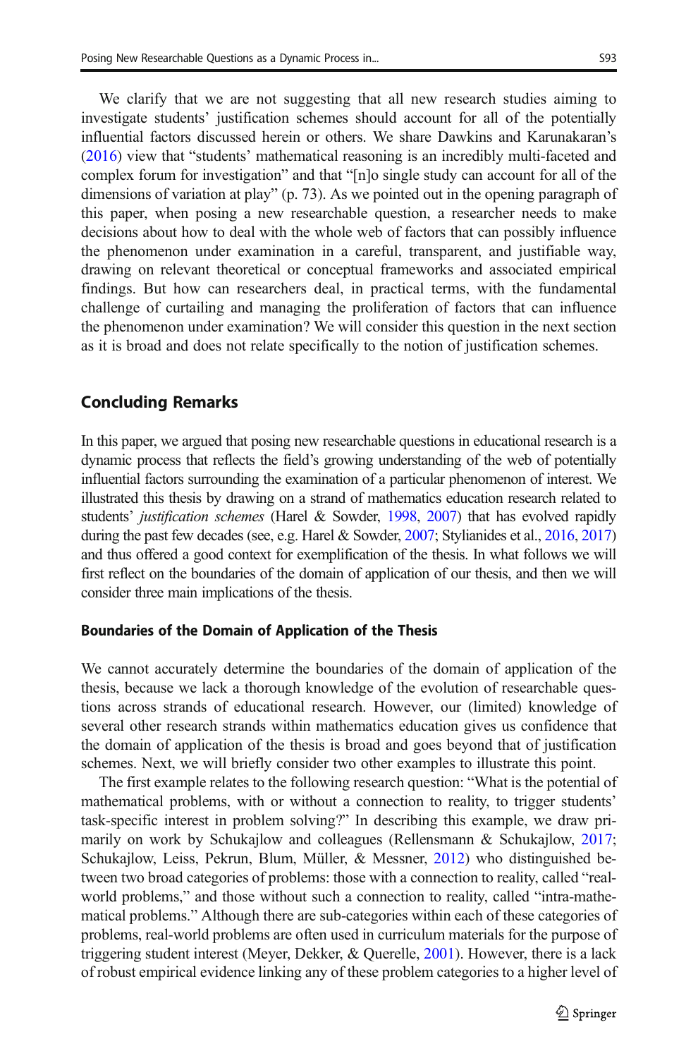We clarify that we are not suggesting that all new research studies aiming to investigate students' justification schemes should account for all of the potentially influential factors discussed herein or others. We share Dawkins and Karunakaran's (2016) view that "students' mathematical reasoning is an incredibly multi-faceted and complex forum for investigation" and that "[n]o single study can account for all of the dimensions of variation at play" (p. 73). As we pointed out in the opening paragraph of this paper, when posing a new researchable question, a researcher needs to make decisions about how to deal with the whole web of factors that can possibly influence the phenomenon under examination in a careful, transparent, and justifiable way, drawing on relevant theoretical or conceptual frameworks and associated empirical findings. But how can researchers deal, in practical terms, with the fundamental challenge of curtailing and managing the proliferation of factors that can influence the phenomenon under examination? We will consider this question in the next section as it is broad and does not relate specifically to the notion of justification schemes.

## Concluding Remarks

In this paper, we argued that posing new researchable questions in educational research is a dynamic process that reflects the field's growing understanding of the web of potentially influential factors surrounding the examination of a particular phenomenon of interest. We illustrated this thesis by drawing on a strand of mathematics education research related to students' *justification schemes* (Harel & Sowder, 1998, 2007) that has evolved rapidly during the past few decades (see, e.g. Harel & Sowder, 2007; Stylianides et al., 2016, 2017) and thus offered a good context for exemplification of the thesis. In what follows we will first reflect on the boundaries of the domain of application of our thesis, and then we will consider three main implications of the thesis.

### Boundaries of the Domain of Application of the Thesis

We cannot accurately determine the boundaries of the domain of application of the thesis, because we lack a thorough knowledge of the evolution of researchable questions across strands of educational research. However, our (limited) knowledge of several other research strands within mathematics education gives us confidence that the domain of application of the thesis is broad and goes beyond that of justification schemes. Next, we will briefly consider two other examples to illustrate this point.

The first example relates to the following research question: "What is the potential of mathematical problems, with or without a connection to reality, to trigger students' task-specific interest in problem solving?" In describing this example, we draw primarily on work by Schukajlow and colleagues (Rellensmann & Schukajlow, 2017; Schukajlow, Leiss, Pekrun, Blum, Müller, & Messner, 2012) who distinguished between two broad categories of problems: those with a connection to reality, called "real-world problems," and those without such a connection to reality, called "intra-mathematical problems." Although there are sub-categories within each of these categories of problems, real-world problems are often used in curriculum materials for the purpose of triggering student interest (Meyer, Dekker, & Querelle, 2001). However, there is a lack of robust empirical evidence linking any of these problem categories to a higher level of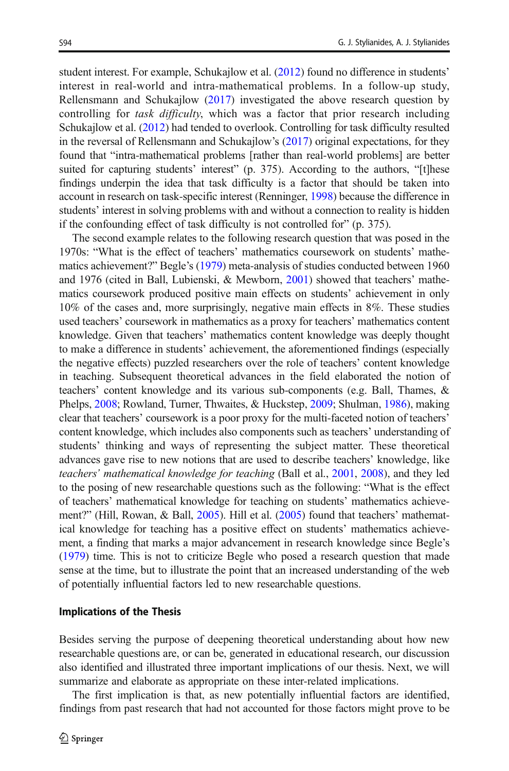student interest. For example, Schukajlow et al. (2012) found no difference in students' interest in real-world and intra-mathematical problems. In a follow-up study, Rellensmann and Schukajlow (2017) investigated the above research question by controlling for *task difficulty*, which was a factor that prior research including Schukajlow et al. (2012) had tended to overlook. Controlling for task difficulty resulted in the reversal of Rellensmann and Schukajlow's (2017) original expectations, for they found that "intra-mathematical problems [rather than real-world problems] are better suited for capturing students' interest" (p. 375). According to the authors, "[t]hese findings underpin the idea that task difficulty is a factor that should be taken into account in research on task-specific interest (Renninger, 1998) because the difference in students' interest in solving problems with and without a connection to reality is hidden if the confounding effect of task difficulty is not controlled for" (p. 375).

The second example relates to the following research question that was posed in the 1970s: "What is the effect of teachers' mathematics coursework on students' mathematics achievement?" Begle's (1979) meta-analysis of studies conducted between 1960 and 1976 (cited in Ball, Lubienski, & Mewborn, 2001) showed that teachers' mathematics coursework produced positive main effects on students' achievement in only 10% of the cases and, more surprisingly, negative main effects in 8%. These studies used teachers' coursework in mathematics as a proxy for teachers' mathematics content knowledge. Given that teachers' mathematics content knowledge was deeply thought to make a difference in students' achievement, the aforementioned findings (especially the negative effects) puzzled researchers over the role of teachers' content knowledge in teaching. Subsequent theoretical advances in the field elaborated the notion of teachers' content knowledge and its various sub-components (e.g. Ball, Thames, & Phelps, 2008; Rowland, Turner, Thwaites, & Huckstep, 2009; Shulman, 1986), making clear that teachers' coursework is a poor proxy for the multi-faceted notion of teachers' content knowledge, which includes also components such as teachers' understanding of students' thinking and ways of representing the subject matter. These theoretical advances gave rise to new notions that are used to describe teachers' knowledge, like *teachers' mathematical knowledge for teaching* (Ball et al., 2001, 2008), and they led to the posing of new researchable questions such as the following: "What is the effect of teachers' mathematical knowledge for teaching on students' mathematics achievement?" (Hill, Rowan, & Ball, 2005). Hill et al. (2005) found that teachers' mathematical knowledge for teaching has a positive effect on students' mathematics achievement, a finding that marks a major advancement in research knowledge since Begle's (1979) time. This is not to criticize Begle who posed a research question that made sense at the time, but to illustrate the point that an increased understanding of the web of potentially influential factors led to new researchable questions.

## Implications of the Thesis

Besides serving the purpose of deepening theoretical understanding about how new researchable questions are, or can be, generated in educational research, our discussion also identified and illustrated three important implications of our thesis. Next, we will summarize and elaborate as appropriate on these inter-related implications.

The first implication is that, as new potentially influential factors are identified, findings from past research that had not accounted for those factors might prove to be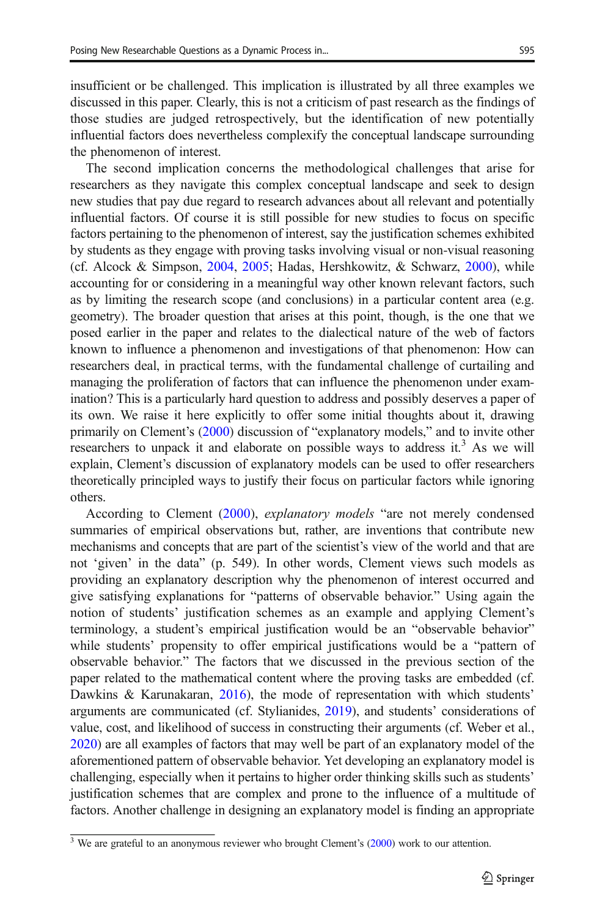insufficient or be challenged. This implication is illustrated by all three examples we discussed in this paper. Clearly, this is not a criticism of past research as the findings of those studies are judged retrospectively, but the identification of new potentially influential factors does nevertheless complexify the conceptual landscape surrounding the phenomenon of interest.

The second implication concerns the methodological challenges that arise for researchers as they navigate this complex conceptual landscape and seek to design new studies that pay due regard to research advances about all relevant and potentially influential factors. Of course it is still possible for new studies to focus on specific factors pertaining to the phenomenon of interest, say the justification schemes exhibited by students as they engage with proving tasks involving visual or non-visual reasoning (cf. Alcock & Simpson, 2004, 2005; Hadas, Hershkowitz, & Schwarz, 2000), while accounting for or considering in a meaningful way other known relevant factors, such as by limiting the research scope (and conclusions) in a particular content area (e.g. geometry). The broader question that arises at this point, though, is the one that we posed earlier in the paper and relates to the dialectical nature of the web of factors known to influence a phenomenon and investigations of that phenomenon: How can researchers deal, in practical terms, with the fundamental challenge of curtailing and managing the proliferation of factors that can influence the phenomenon under examination? This is a particularly hard question to address and possibly deserves a paper of its own. We raise it here explicitly to offer some initial thoughts about it, drawing primarily on Clement's (2000) discussion of "explanatory models," and to invite other researchers to unpack it and elaborate on possible ways to address it.[3] As we will explain, Clement's discussion of explanatory models can be used to offer researchers theoretically principled ways to justify their focus on particular factors while ignoring others.

According to Clement (2000), *explanatory models* "are not merely condensed summaries of empirical observations but, rather, are inventions that contribute new mechanisms and concepts that are part of the scientist's view of the world and that are not 'given' in the data" (p. 549). In other words, Clement views such models as providing an explanatory description why the phenomenon of interest occurred and give satisfying explanations for "patterns of observable behavior." Using again the notion of students' justification schemes as an example and applying Clement's terminology, a student's empirical justification would be an "observable behavior" while students' propensity to offer empirical justifications would be a "pattern of observable behavior." The factors that we discussed in the previous section of the paper related to the mathematical content where the proving tasks are embedded (cf. Dawkins & Karunakaran, 2016), the mode of representation with which students' arguments are communicated (cf. Stylianides, 2019), and students' considerations of value, cost, and likelihood of success in constructing their arguments (cf. Weber et al., 2020) are all examples of factors that may well be part of an explanatory model of the aforementioned pattern of observable behavior. Yet developing an explanatory model is challenging, especially when it pertains to higher order thinking skills such as students' justification schemes that are complex and prone to the influence of a multitude of factors. Another challenge in designing an explanatory model is finding an appropriate

[3] We are grateful to an anonymous reviewer who brought Clement's (2000) work to our attention.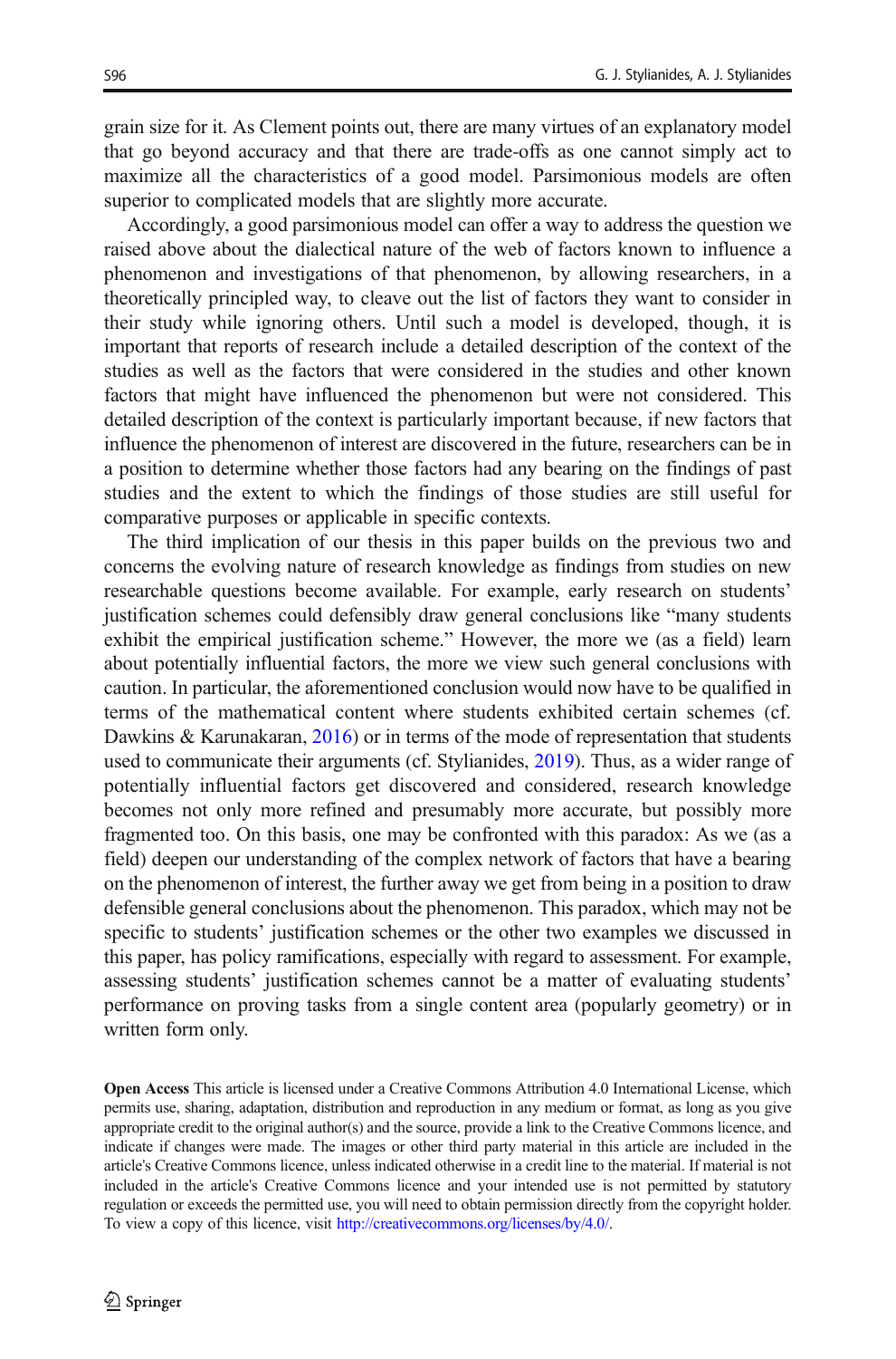grain size for it. As Clement points out, there are many virtues of an explanatory model that go beyond accuracy and that there are trade-offs as one cannot simply act to maximize all the characteristics of a good model. Parsimonious models are often superior to complicated models that are slightly more accurate.

Accordingly, a good parsimonious model can offer a way to address the question we raised above about the dialectical nature of the web of factors known to influence a phenomenon and investigations of that phenomenon, by allowing researchers, in a theoretically principled way, to cleave out the list of factors they want to consider in their study while ignoring others. Until such a model is developed, though, it is important that reports of research include a detailed description of the context of the studies as well as the factors that were considered in the studies and other known factors that might have influenced the phenomenon but were not considered. This detailed description of the context is particularly important because, if new factors that influence the phenomenon of interest are discovered in the future, researchers can be in a position to determine whether those factors had any bearing on the findings of past studies and the extent to which the findings of those studies are still useful for comparative purposes or applicable in specific contexts.

The third implication of our thesis in this paper builds on the previous two and concerns the evolving nature of research knowledge as findings from studies on new researchable questions become available. For example, early research on students' justification schemes could defensibly draw general conclusions like "many students exhibit the empirical justification scheme." However, the more we (as a field) learn about potentially influential factors, the more we view such general conclusions with caution. In particular, the aforementioned conclusion would now have to be qualified in terms of the mathematical content where students exhibited certain schemes (cf. Dawkins & Karunakaran, 2016) or in terms of the mode of representation that students used to communicate their arguments (cf. Stylianides, 2019). Thus, as a wider range of potentially influential factors get discovered and considered, research knowledge becomes not only more refined and presumably more accurate, but possibly more fragmented too. On this basis, one may be confronted with this paradox: As we (as a field) deepen our understanding of the complex network of factors that have a bearing on the phenomenon of interest, the further away we get from being in a position to draw defensible general conclusions about the phenomenon. This paradox, which may not be specific to students' justification schemes or the other two examples we discussed in this paper, has policy ramifications, especially with regard to assessment. For example, assessing students' justification schemes cannot be a matter of evaluating students' performance on proving tasks from a single content area (popularly geometry) or in written form only.

**Open Access** This article is licensed under a Creative Commons Attribution 4.0 International License, which permits use, sharing, adaptation, distribution and reproduction in any medium or format, as long as you give appropriate credit to the original author(s) and the source, provide a link to the Creative Commons licence, and indicate if changes were made. The images or other third party material in this article are included in the article's Creative Commons licence, unless indicated otherwise in a credit line to the material. If material is not included in the article's Creative Commons licence and your intended use is not permitted by statutory regulation or exceeds the permitted use, you will need to obtain permission directly from the copyright holder. To view a copy of this licence, visit http://creativecommons.org/licenses/by/4.0/.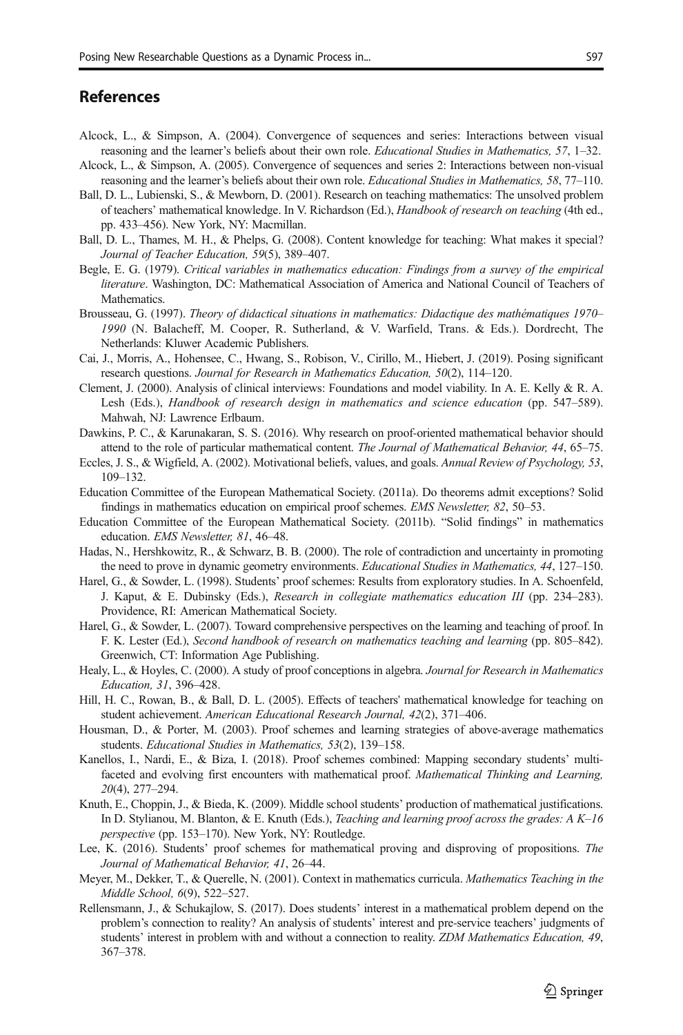## References

Alcock, L., & Simpson, A. (2004). Convergence of sequences and series: Interactions between visual reasoning and the learner's beliefs about their own role. *Educational Studies in Mathematics, 57*, 1–32.

Alcock, L., & Simpson, A. (2005). Convergence of sequences and series 2: Interactions between non-visual reasoning and the learner's beliefs about their own role. *Educational Studies in Mathematics, 58*, 77–110.

Ball, D. L., Lubienski, S., & Mewborn, D. (2001). Research on teaching mathematics: The unsolved problem of teachers' mathematical knowledge. In V. Richardson (Ed.), *Handbook of research on teaching* (4th ed., pp. 433–456). New York, NY: Macmillan.

Ball, D. L., Thames, M. H., & Phelps, G. (2008). Content knowledge for teaching: What makes it special? *Journal of Teacher Education, 59*(5), 389–407.

Begle, E. G. (1979). *Critical variables in mathematics education: Findings from a survey of the empirical literature*. Washington, DC: Mathematical Association of America and National Council of Teachers of Mathematics.

Brousseau, G. (1997). *Theory of didactical situations in mathematics: Didactique des mathématiques 1970–1990* (N. Balacheff, M. Cooper, R. Sutherland, & V. Warfield, Trans. & Eds.). Dordrecht, The Netherlands: Kluwer Academic Publishers.

Cai, J., Morris, A., Hohensee, C., Hwang, S., Robison, V., Cirillo, M., Hiebert, J. (2019). Posing significant research questions. *Journal for Research in Mathematics Education, 50*(2), 114–120.

Clement, J. (2000). Analysis of clinical interviews: Foundations and model viability. In A. E. Kelly & R. A. Lesh (Eds.), *Handbook of research design in mathematics and science education* (pp. 547–589). Mahwah, NJ: Lawrence Erlbaum.

Dawkins, P. C., & Karunakaran, S. S. (2016). Why research on proof-oriented mathematical behavior should attend to the role of particular mathematical content. *The Journal of Mathematical Behavior, 44*, 65–75.

Eccles, J. S., & Wigfield, A. (2002). Motivational beliefs, values, and goals. *Annual Review of Psychology, 53*, 109–132.

Education Committee of the European Mathematical Society. (2011a). Do theorems admit exceptions? Solid findings in mathematics education on empirical proof schemes. *EMS Newsletter, 82*, 50–53.

Education Committee of the European Mathematical Society. (2011b). "Solid findings" in mathematics education. *EMS Newsletter, 81*, 46–48.

Hadas, N., Hershkowitz, R., & Schwarz, B. B. (2000). The role of contradiction and uncertainty in promoting the need to prove in dynamic geometry environments. *Educational Studies in Mathematics, 44*, 127–150.

Harel, G., & Sowder, L. (1998). Students' proof schemes: Results from exploratory studies. In A. Schoenfeld, J. Kaput, & E. Dubinsky (Eds.), *Research in collegiate mathematics education III* (pp. 234–283). Providence, RI: American Mathematical Society.

Harel, G., & Sowder, L. (2007). Toward comprehensive perspectives on the learning and teaching of proof. In F. K. Lester (Ed.), *Second handbook of research on mathematics teaching and learning* (pp. 805–842). Greenwich, CT: Information Age Publishing.

Healy, L., & Hoyles, C. (2000). A study of proof conceptions in algebra. *Journal for Research in Mathematics Education, 31*, 396–428.

Hill, H. C., Rowan, B., & Ball, D. L. (2005). Effects of teachers' mathematical knowledge for teaching on student achievement. *American Educational Research Journal, 42*(2), 371–406.

Housman, D., & Porter, M. (2003). Proof schemes and learning strategies of above-average mathematics students. *Educational Studies in Mathematics, 53*(2), 139–158.

Kanellos, I., Nardi, E., & Biza, I. (2018). Proof schemes combined: Mapping secondary students' multi-faceted and evolving first encounters with mathematical proof. *Mathematical Thinking and Learning, 20*(4), 277–294.

Knuth, E., Choppin, J., & Bieda, K. (2009). Middle school students' production of mathematical justifications. In D. Stylianou, M. Blanton, & E. Knuth (Eds.), *Teaching and learning proof across the grades: A K–16 perspective* (pp. 153–170). New York, NY: Routledge.

Lee, K. (2016). Students' proof schemes for mathematical proving and disproving of propositions. *The Journal of Mathematical Behavior, 41*, 26–44.

Meyer, M., Dekker, T., & Querelle, N. (2001). Context in mathematics curricula. *Mathematics Teaching in the Middle School, 6*(9), 522–527.

Rellensmann, J., & Schukajlow, S. (2017). Does students' interest in a mathematical problem depend on the problem's connection to reality? An analysis of students' interest and pre-service teachers' judgments of students' interest in problem with and without a connection to reality. *ZDM Mathematics Education, 49*, 367–378.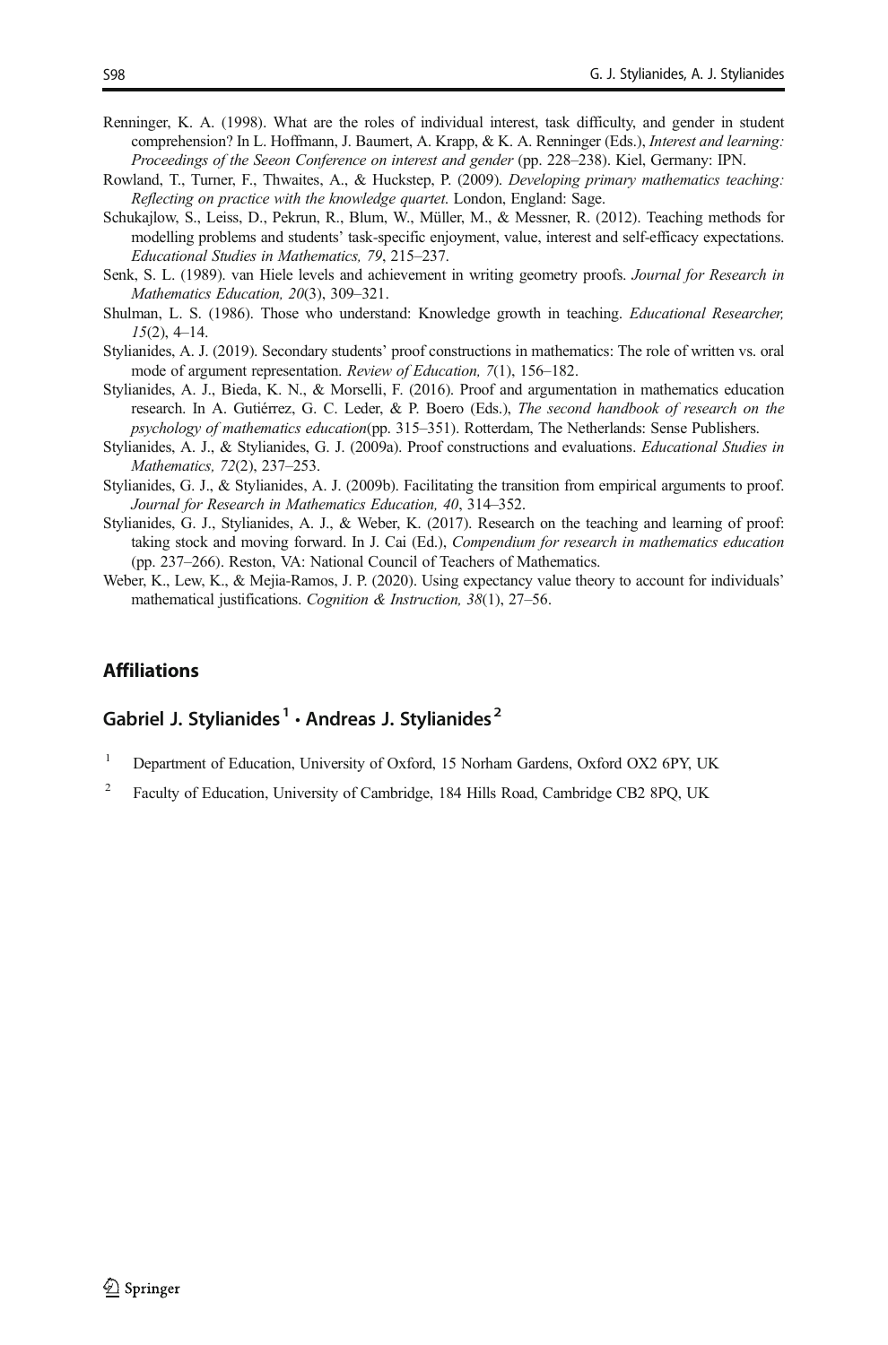Renninger, K. A. (1998). What are the roles of individual interest, task difficulty, and gender in student comprehension? In L. Hoffmann, J. Baumert, A. Krapp, & K. A. Renninger (Eds.), *Interest and learning: Proceedings of the Seeon Conference on interest and gender* (pp. 228–238). Kiel, Germany: IPN.

Rowland, T., Turner, F., Thwaites, A., & Huckstep, P. (2009). *Developing primary mathematics teaching: Reflecting on practice with the knowledge quartet*. London, England: Sage.

Schukajlow, S., Leiss, D., Pekrun, R., Blum, W., Müller, M., & Messner, R. (2012). Teaching methods for modelling problems and students' task-specific enjoyment, value, interest and self-efficacy expectations. *Educational Studies in Mathematics, 79*, 215–237.

Senk, S. L. (1989). van Hiele levels and achievement in writing geometry proofs. *Journal for Research in Mathematics Education, 20*(3), 309–321.

Shulman, L. S. (1986). Those who understand: Knowledge growth in teaching. *Educational Researcher, 15*(2), 4–14.

Stylianides, A. J. (2019). Secondary students' proof constructions in mathematics: The role of written vs. oral mode of argument representation. *Review of Education, 7*(1), 156–182.

Stylianides, A. J., Bieda, K. N., & Morselli, F. (2016). Proof and argumentation in mathematics education research. In A. Gutiérrez, G. C. Leder, & P. Boero (Eds.), *The second handbook of research on the psychology of mathematics education*(pp. 315–351). Rotterdam, The Netherlands: Sense Publishers.

Stylianides, A. J., & Stylianides, G. J. (2009a). Proof constructions and evaluations. *Educational Studies in Mathematics, 72*(2), 237–253.

Stylianides, G. J., & Stylianides, A. J. (2009b). Facilitating the transition from empirical arguments to proof. *Journal for Research in Mathematics Education, 40*, 314–352.

Stylianides, G. J., Stylianides, A. J., & Weber, K. (2017). Research on the teaching and learning of proof: taking stock and moving forward. In J. Cai (Ed.), *Compendium for research in mathematics education* (pp. 237–266). Reston, VA: National Council of Teachers of Mathematics.

Weber, K., Lew, K., & Mejia-Ramos, J. P. (2020). Using expectancy value theory to account for individuals' mathematical justifications. *Cognition & Instruction, 38*(1), 27–56.

## Affiliations

### Gabriel J. Stylianides[1] · Andreas J. Stylianides[2]

[1] Department of Education, University of Oxford, 15 Norham Gardens, Oxford OX2 6PY, UK

[2] Faculty of Education, University of Cambridge, 184 Hills Road, Cambridge CB2 8PQ, UK